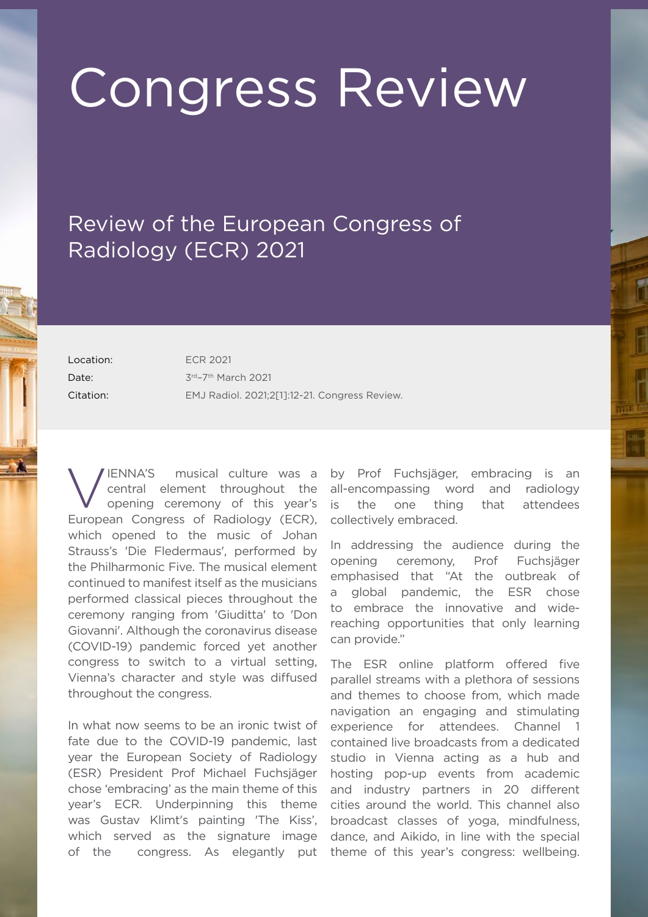# Congress Review

## Review of the European Congress of Radiology (ECR) 2021

| | |
|---|---|
| Location: | ECR 2021 |
| Date: | 3rd–7th March 2021 |
| Citation: | EMJ Radiol. 2021;2[1]:12-21. Congress Review. |

VIENNA'S musical culture was a central element throughout the opening ceremony of this year's European Congress of Radiology (ECR), which opened to the music of Johan Strauss's 'Die Fledermaus', performed by the Philharmonic Five. The musical element continued to manifest itself as the musicians performed classical pieces throughout the ceremony ranging from 'Giuditta' to 'Don Giovanni'. Although the coronavirus disease (COVID-19) pandemic forced yet another congress to switch to a virtual setting, Vienna's character and style was diffused throughout the congress.

In what now seems to be an ironic twist of fate due to the COVID-19 pandemic, last year the European Society of Radiology (ESR) President Prof Michael Fuchsjäger chose 'embracing' as the main theme of this year's ECR. Underpinning this theme was Gustav Klimt's painting 'The Kiss', which served as the signature image of the congress. As elegantly put by Prof Fuchsjäger, embracing is an all-encompassing word and radiology is the one thing that attendees collectively embraced.

In addressing the audience during the opening ceremony, Prof Fuchsjäger emphasised that "At the outbreak of a global pandemic, the ESR chose to embrace the innovative and wide-reaching opportunities that only learning can provide."

The ESR online platform offered five parallel streams with a plethora of sessions and themes to choose from, which made navigation an engaging and stimulating experience for attendees. Channel 1 contained live broadcasts from a dedicated studio in Vienna acting as a hub and hosting pop-up events from academic and industry partners in 20 different cities around the world. This channel also broadcast classes of yoga, mindfulness, dance, and Aikido, in line with the special theme of this year's congress: wellbeing.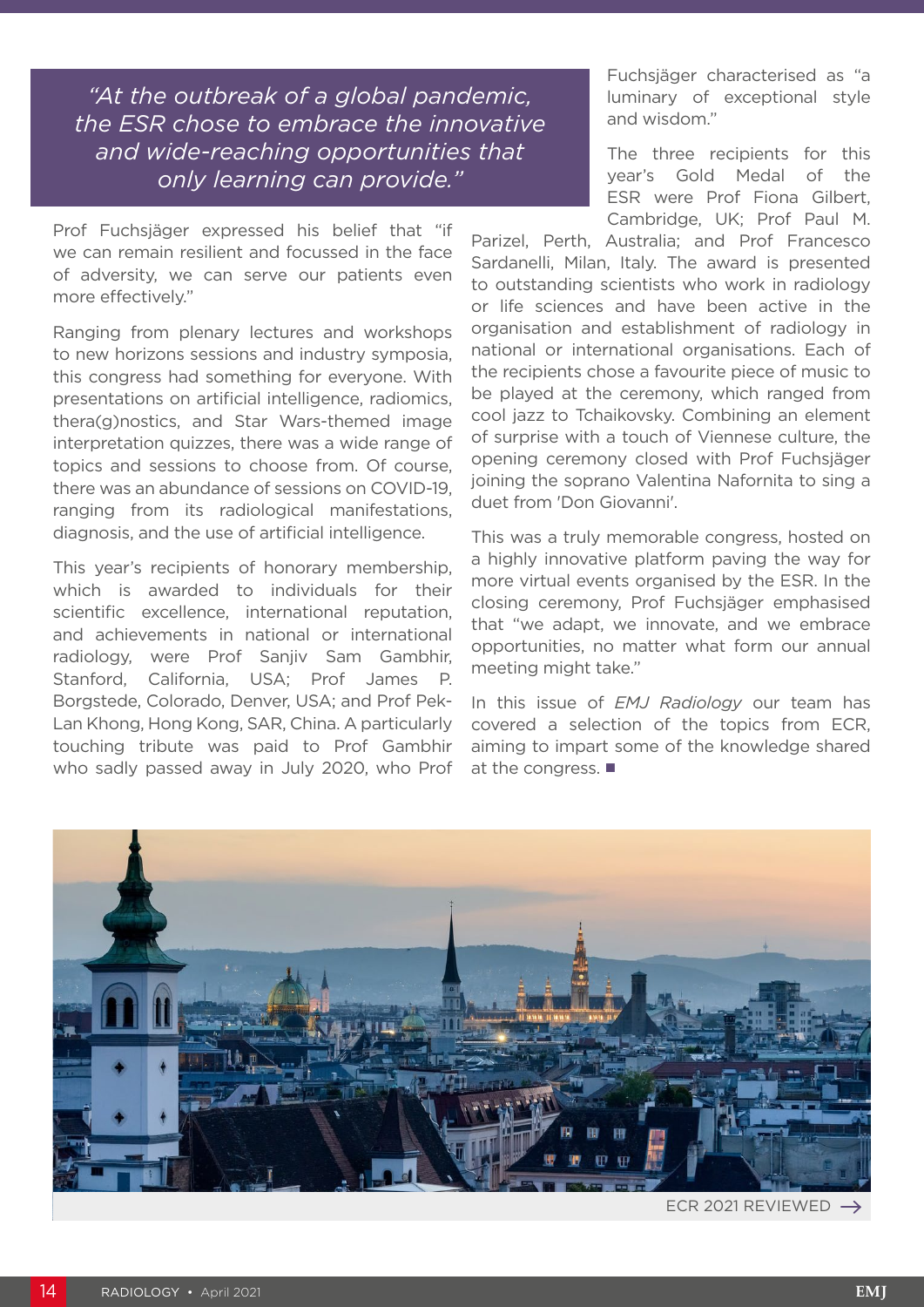> *"At the outbreak of a global pandemic, the ESR chose to embrace the innovative and wide-reaching opportunities that only learning can provide."*

Prof Fuchsjäger expressed his belief that "if we can remain resilient and focussed in the face of adversity, we can serve our patients even more effectively."

Ranging from plenary lectures and workshops to new horizons sessions and industry symposia, this congress had something for everyone. With presentations on artificial intelligence, radiomics, thera(g)nostics, and Star Wars-themed image interpretation quizzes, there was a wide range of topics and sessions to choose from. Of course, there was an abundance of sessions on COVID-19, ranging from its radiological manifestations, diagnosis, and the use of artificial intelligence.

This year's recipients of honorary membership, which is awarded to individuals for their scientific excellence, international reputation, and achievements in national or international radiology, were Prof Sanjiv Sam Gambhir, Stanford, California, USA; Prof James P. Borgstede, Colorado, Denver, USA; and Prof Pek-Lan Khong, Hong Kong, SAR, China. A particularly touching tribute was paid to Prof Gambhir who sadly passed away in July 2020, who Prof Fuchsjäger characterised as "a luminary of exceptional style and wisdom."

The three recipients for this year's Gold Medal of the ESR were Prof Fiona Gilbert, Cambridge, UK; Prof Paul M. Parizel, Perth, Australia; and Prof Francesco Sardanelli, Milan, Italy. The award is presented to outstanding scientists who work in radiology or life sciences and have been active in the organisation and establishment of radiology in national or international organisations. Each of the recipients chose a favourite piece of music to be played at the ceremony, which ranged from cool jazz to Tchaikovsky. Combining an element of surprise with a touch of Viennese culture, the opening ceremony closed with Prof Fuchsjäger joining the soprano Valentina Nafornita to sing a duet from 'Don Giovanni'.

This was a truly memorable congress, hosted on a highly innovative platform paving the way for more virtual events organised by the ESR. In the closing ceremony, Prof Fuchsjäger emphasised that "we adapt, we innovate, and we embrace opportunities, no matter what form our annual meeting might take."

In this issue of *EMJ Radiology* our team has covered a selection of the topics from ECR, aiming to impart some of the knowledge shared at the congress. ■

ECR 2021 REVIEWED →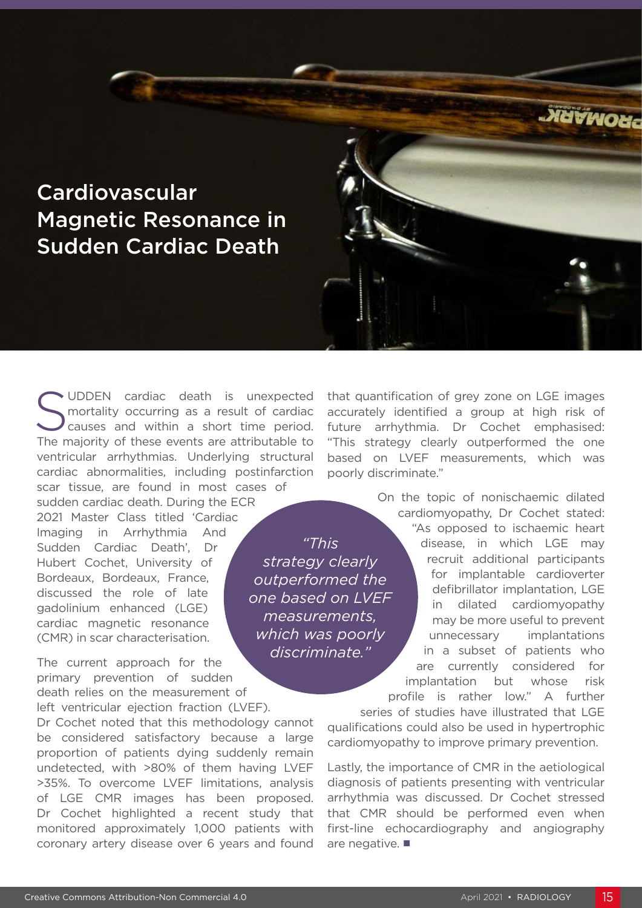# Cardiovascular Magnetic Resonance in Sudden Cardiac Death

SUDDEN cardiac death is unexpected mortality occurring as a result of cardiac causes and within a short time period. The majority of these events are attributable to ventricular arrhythmias. Underlying structural cardiac abnormalities, including postinfarction scar tissue, are found in most cases of sudden cardiac death. During the ECR 2021 Master Class titled 'Cardiac Imaging in Arrhythmia And Sudden Cardiac Death', Dr Hubert Cochet, University of Bordeaux, Bordeaux, France, discussed the role of late gadolinium enhanced (LGE) cardiac magnetic resonance (CMR) in scar characterisation.

The current approach for the primary prevention of sudden death relies on the measurement of left ventricular ejection fraction (LVEF). Dr Cochet noted that this methodology cannot be considered satisfactory because a large proportion of patients dying suddenly remain undetected, with >80% of them having LVEF >35%. To overcome LVEF limitations, analysis of LGE CMR images has been proposed. Dr Cochet highlighted a recent study that monitored approximately 1,000 patients with coronary artery disease over 6 years and found that quantification of grey zone on LGE images accurately identified a group at high risk of future arrhythmia. Dr Cochet emphasised: "This strategy clearly outperformed the one based on LVEF measurements, which was poorly discriminate."

> *"This strategy clearly outperformed the one based on LVEF measurements, which was poorly discriminate."*

On the topic of nonischaemic dilated cardiomyopathy, Dr Cochet stated: "As opposed to ischaemic heart disease, in which LGE may recruit additional participants for implantable cardioverter defibrillator implantation, LGE in dilated cardiomyopathy may be more useful to prevent unnecessary implantations in a subset of patients who are currently considered for implantation but whose risk profile is rather low." A further series of studies have illustrated that LGE qualifications could also be used in hypertrophic cardiomyopathy to improve primary prevention.

Lastly, the importance of CMR in the aetiological diagnosis of patients presenting with ventricular arrhythmia was discussed. Dr Cochet stressed that CMR should be performed even when first-line echocardiography and angiography are negative. ■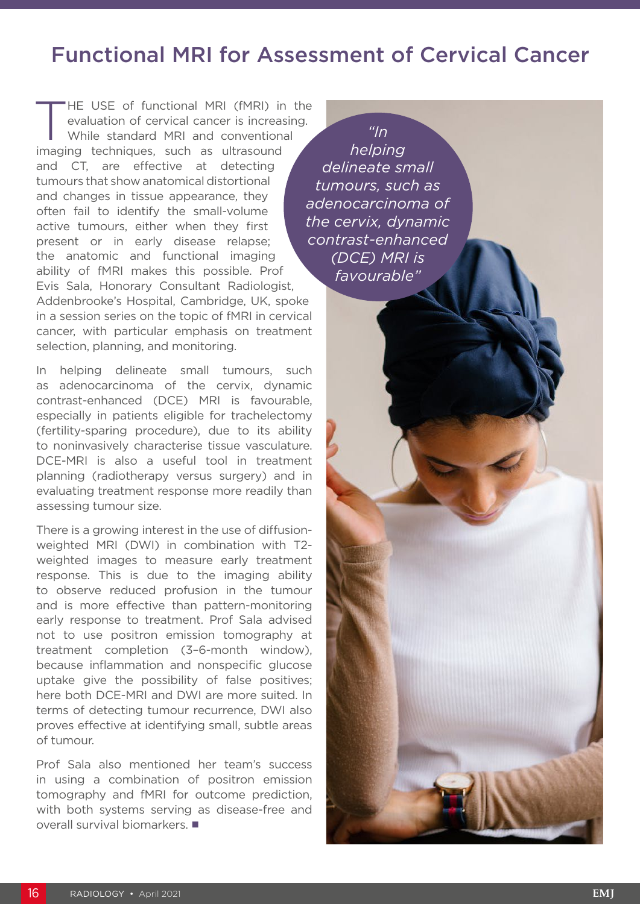# Functional MRI for Assessment of Cervical Cancer

THE USE of functional MRI (fMRI) in the evaluation of cervical cancer is increasing. While standard MRI and conventional imaging techniques, such as ultrasound and CT, are effective at detecting tumours that show anatomical distortional and changes in tissue appearance, they often fail to identify the small-volume active tumours, either when they first present or in early disease relapse; the anatomic and functional imaging ability of fMRI makes this possible. Prof Evis Sala, Honorary Consultant Radiologist, Addenbrooke's Hospital, Cambridge, UK, spoke in a session series on the topic of fMRI in cervical cancer, with particular emphasis on treatment selection, planning, and monitoring.

> *"In helping delineate small tumours, such as adenocarcinoma of the cervix, dynamic contrast-enhanced (DCE) MRI is favourable"*

In helping delineate small tumours, such as adenocarcinoma of the cervix, dynamic contrast-enhanced (DCE) MRI is favourable, especially in patients eligible for trachelectomy (fertility-sparing procedure), due to its ability to noninvasively characterise tissue vasculature. DCE-MRI is also a useful tool in treatment planning (radiotherapy versus surgery) and in evaluating treatment response more readily than assessing tumour size.

There is a growing interest in the use of diffusion-weighted MRI (DWI) in combination with T2-weighted images to measure early treatment response. This is due to the imaging ability to observe reduced profusion in the tumour and is more effective than pattern-monitoring early response to treatment. Prof Sala advised not to use positron emission tomography at treatment completion (3–6-month window), because inflammation and nonspecific glucose uptake give the possibility of false positives; here both DCE-MRI and DWI are more suited. In terms of detecting tumour recurrence, DWI also proves effective at identifying small, subtle areas of tumour.

Prof Sala also mentioned her team's success in using a combination of positron emission tomography and fMRI for outcome prediction, with both systems serving as disease-free and overall survival biomarkers. ■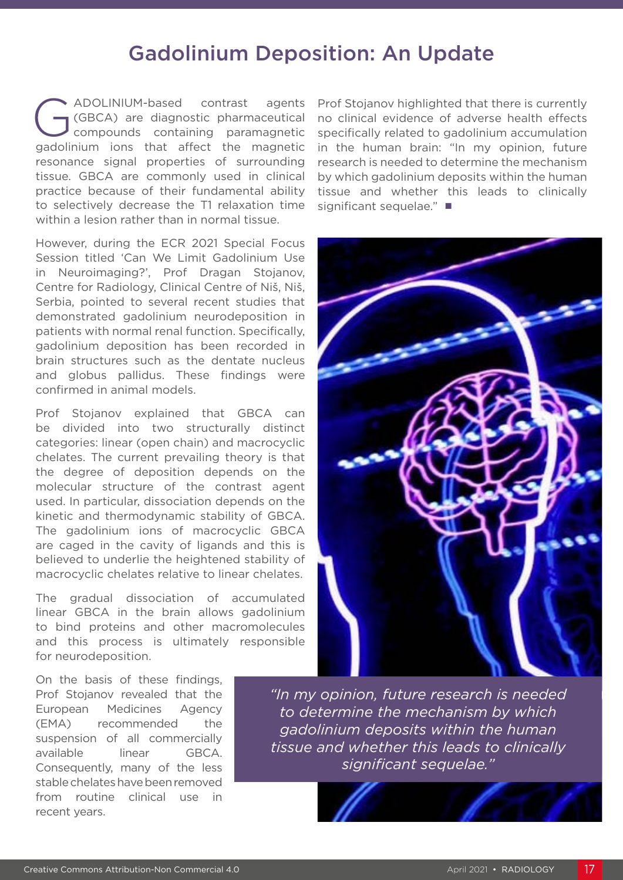# Gadolinium Deposition: An Update

GADOLINIUM-based contrast agents (GBCA) are diagnostic pharmaceutical compounds containing paramagnetic gadolinium ions that affect the magnetic resonance signal properties of surrounding tissue. GBCA are commonly used in clinical practice because of their fundamental ability to selectively decrease the T1 relaxation time within a lesion rather than in normal tissue.

However, during the ECR 2021 Special Focus Session titled 'Can We Limit Gadolinium Use in Neuroimaging?', Prof Dragan Stojanov, Centre for Radiology, Clinical Centre of Niš, Niš, Serbia, pointed to several recent studies that demonstrated gadolinium neurodeposition in patients with normal renal function. Specifically, gadolinium deposition has been recorded in brain structures such as the dentate nucleus and globus pallidus. These findings were confirmed in animal models.

Prof Stojanov explained that GBCA can be divided into two structurally distinct categories: linear (open chain) and macrocyclic chelates. The current prevailing theory is that the degree of deposition depends on the molecular structure of the contrast agent used. In particular, dissociation depends on the kinetic and thermodynamic stability of GBCA. The gadolinium ions of macrocyclic GBCA are caged in the cavity of ligands and this is believed to underlie the heightened stability of macrocyclic chelates relative to linear chelates.

The gradual dissociation of accumulated linear GBCA in the brain allows gadolinium to bind proteins and other macromolecules and this process is ultimately responsible for neurodeposition.

On the basis of these findings, Prof Stojanov revealed that the European Medicines Agency (EMA) recommended the suspension of all commercially available linear GBCA. Consequently, many of the less stable chelates have been removed from routine clinical use in recent years.

Prof Stojanov highlighted that there is currently no clinical evidence of adverse health effects specifically related to gadolinium accumulation in the human brain: "In my opinion, future research is needed to determine the mechanism by which gadolinium deposits within the human tissue and whether this leads to clinically significant sequelae." ■

*"In my opinion, future research is needed to determine the mechanism by which gadolinium deposits within the human tissue and whether this leads to clinically significant sequelae."*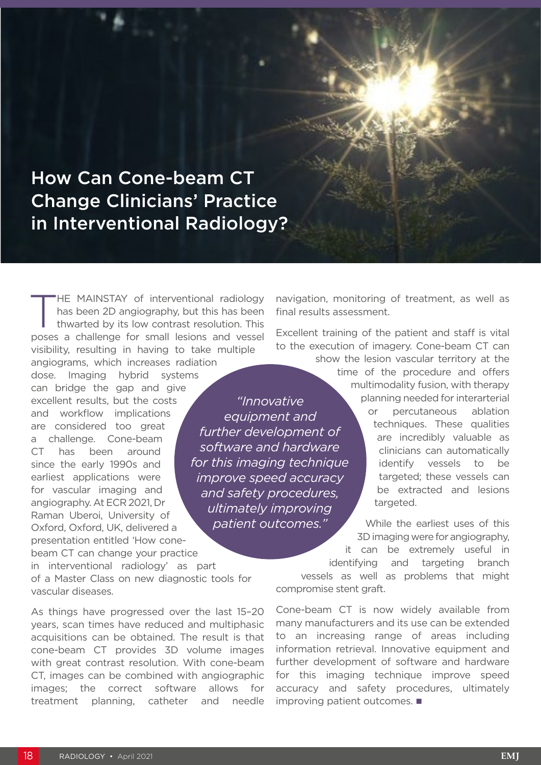# How Can Cone-beam CT Change Clinicians' Practice in Interventional Radiology?

THE MAINSTAY of interventional radiology has been 2D angiography, but this has been thwarted by its low contrast resolution. This poses a challenge for small lesions and vessel visibility, resulting in having to take multiple angiograms, which increases radiation dose. Imaging hybrid systems can bridge the gap and give excellent results, but the costs and workflow implications are considered too great a challenge. Cone-beam CT has been around since the early 1990s and earliest applications were for vascular imaging and angiography. At ECR 2021, Dr Raman Uberoi, University of Oxford, Oxford, UK, delivered a presentation entitled 'How cone-beam CT can change your practice in interventional radiology' as part of a Master Class on new diagnostic tools for vascular diseases.

> *"Innovative equipment and further development of software and hardware for this imaging technique improve speed accuracy and safety procedures, ultimately improving patient outcomes."*

As things have progressed over the last 15–20 years, scan times have reduced and multiphasic acquisitions can be obtained. The result is that cone-beam CT provides 3D volume images with great contrast resolution. With cone-beam CT, images can be combined with angiographic images; the correct software allows for treatment planning, catheter and needle navigation, monitoring of treatment, as well as final results assessment.

Excellent training of the patient and staff is vital to the execution of imagery. Cone-beam CT can show the lesion vascular territory at the time of the procedure and offers multimodality fusion, with therapy planning needed for interarterial or percutaneous ablation techniques. These qualities are incredibly valuable as clinicians can automatically identify vessels to be targeted; these vessels can be extracted and lesions targeted.

While the earliest uses of this 3D imaging were for angiography, it can be extremely useful in identifying and targeting branch vessels as well as problems that might compromise stent graft.

Cone-beam CT is now widely available from many manufacturers and its use can be extended to an increasing range of areas including information retrieval. Innovative equipment and further development of software and hardware for this imaging technique improve speed accuracy and safety procedures, ultimately improving patient outcomes. ■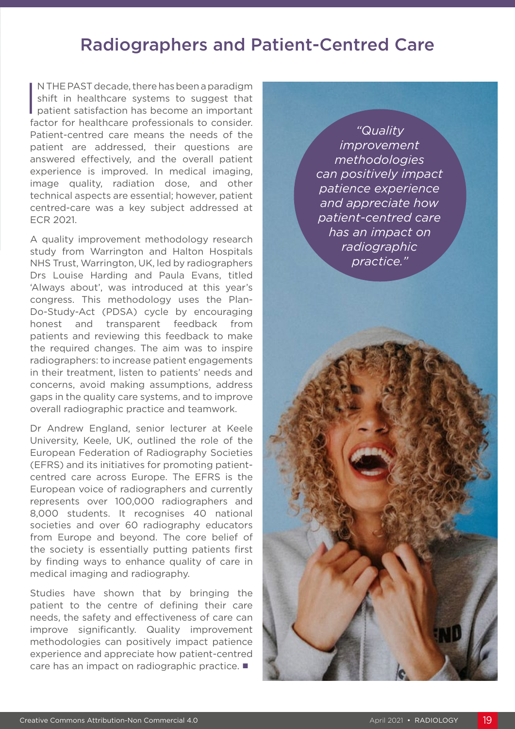# Radiographers and Patient-Centred Care

IN THE PAST decade, there has been a paradigm shift in healthcare systems to suggest that patient satisfaction has become an important factor for healthcare professionals to consider. Patient-centred care means the needs of the patient are addressed, their questions are answered effectively, and the overall patient experience is improved. In medical imaging, image quality, radiation dose, and other technical aspects are essential; however, patient centred-care was a key subject addressed at ECR 2021.

A quality improvement methodology research study from Warrington and Halton Hospitals NHS Trust, Warrington, UK, led by radiographers Drs Louise Harding and Paula Evans, titled 'Always about', was introduced at this year's congress. This methodology uses the Plan-Do-Study-Act (PDSA) cycle by encouraging honest and transparent feedback from patients and reviewing this feedback to make the required changes. The aim was to inspire radiographers: to increase patient engagements in their treatment, listen to patients' needs and concerns, avoid making assumptions, address gaps in the quality care systems, and to improve overall radiographic practice and teamwork.

*"Quality improvement methodologies can positively impact patience experience and appreciate how patient-centred care has an impact on radiographic practice."*

Dr Andrew England, senior lecturer at Keele University, Keele, UK, outlined the role of the European Federation of Radiography Societies (EFRS) and its initiatives for promoting patient-centred care across Europe. The EFRS is the European voice of radiographers and currently represents over 100,000 radiographers and 8,000 students. It recognises 40 national societies and over 60 radiography educators from Europe and beyond. The core belief of the society is essentially putting patients first by finding ways to enhance quality of care in medical imaging and radiography.

Studies have shown that by bringing the patient to the centre of defining their care needs, the safety and effectiveness of care can improve significantly. Quality improvement methodologies can positively impact patience experience and appreciate how patient-centred care has an impact on radiographic practice. ■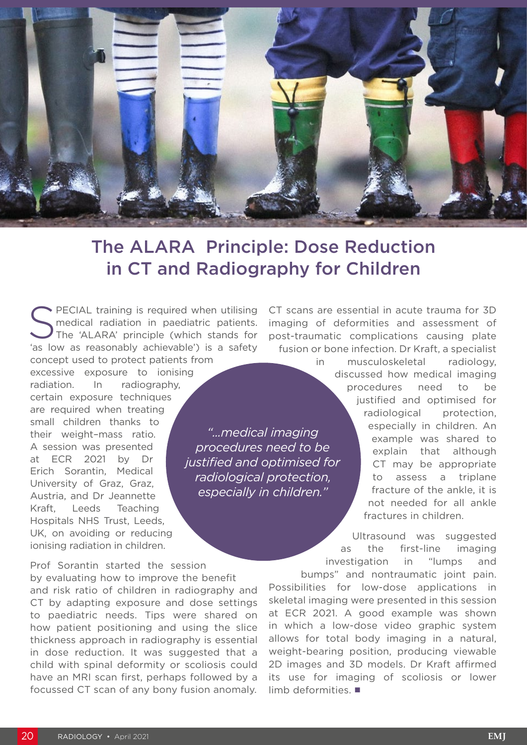# The ALARA Principle: Dose Reduction in CT and Radiography for Children

SPECIAL training is required when utilising medical radiation in paediatric patients. The 'ALARA' principle (which stands for 'as low as reasonably achievable') is a safety concept used to protect patients from excessive exposure to ionising radiation. In radiography, certain exposure techniques are required when treating small children thanks to their weight–mass ratio. A session was presented at ECR 2021 by Dr Erich Sorantin, Medical University of Graz, Graz, Austria, and Dr Jeannette Kraft, Leeds Teaching Hospitals NHS Trust, Leeds, UK, on avoiding or reducing ionising radiation in children.

Prof Sorantin started the session by evaluating how to improve the benefit and risk ratio of children in radiography and CT by adapting exposure and dose settings to paediatric needs. Tips were shared on how patient positioning and using the slice thickness approach in radiography is essential in dose reduction. It was suggested that a child with spinal deformity or scoliosis could have an MRI scan first, perhaps followed by a focussed CT scan of any bony fusion anomaly.

*"...medical imaging procedures need to be justified and optimised for radiological protection, especially in children."*

CT scans are essential in acute trauma for 3D imaging of deformities and assessment of post-traumatic complications causing plate fusion or bone infection. Dr Kraft, a specialist in musculoskeletal radiology, discussed how medical imaging procedures need to be justified and optimised for radiological protection, especially in children. An example was shared to explain that although CT may be appropriate to assess a triplane fracture of the ankle, it is not needed for all ankle fractures in children.

Ultrasound was suggested as the first-line imaging investigation in "lumps and bumps" and nontraumatic joint pain. Possibilities for low-dose applications in skeletal imaging were presented in this session at ECR 2021. A good example was shown in which a low-dose video graphic system allows for total body imaging in a natural, weight-bearing position, producing viewable 2D images and 3D models. Dr Kraft affirmed its use for imaging of scoliosis or lower limb deformities. ■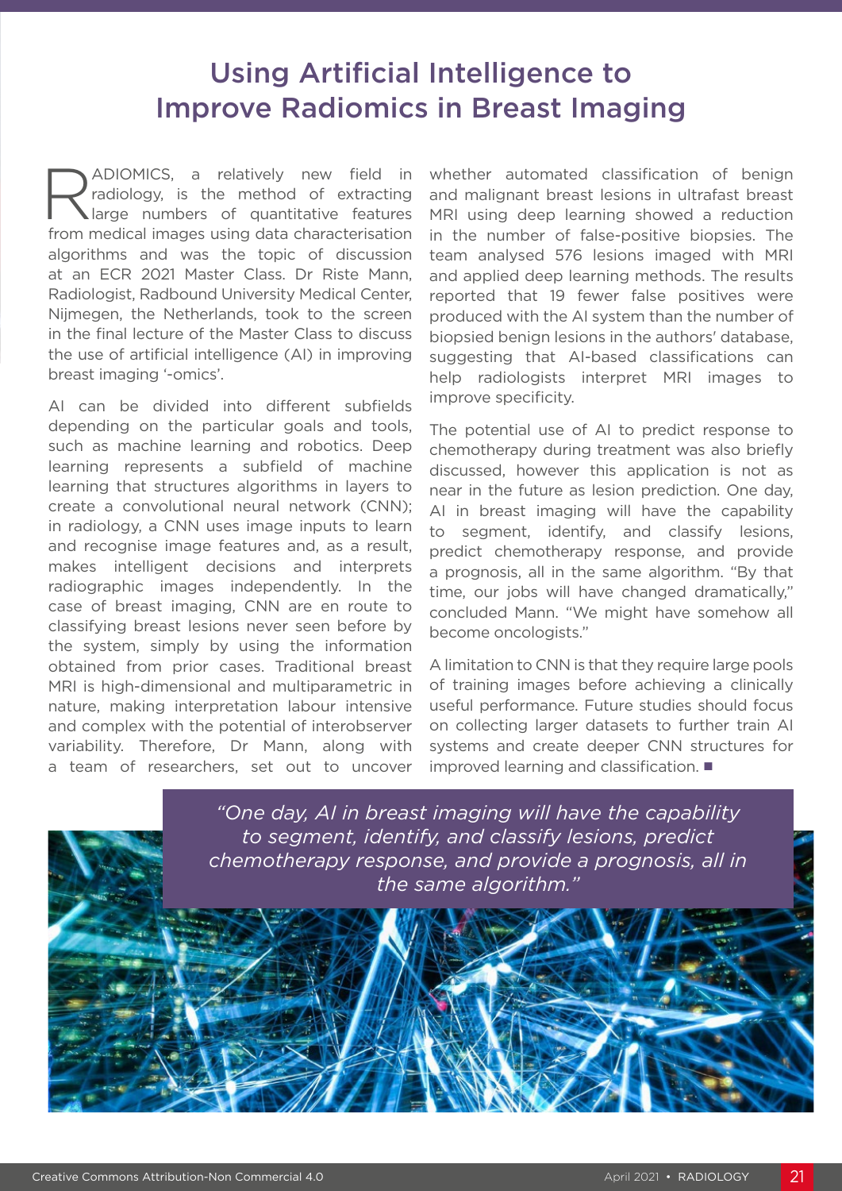# Using Artificial Intelligence to Improve Radiomics in Breast Imaging

RADIOMICS, a relatively new field in radiology, is the method of extracting large numbers of quantitative features from medical images using data characterisation algorithms and was the topic of discussion at an ECR 2021 Master Class. Dr Riste Mann, Radiologist, Radbound University Medical Center, Nijmegen, the Netherlands, took to the screen in the final lecture of the Master Class to discuss the use of artificial intelligence (AI) in improving breast imaging '-omics'.

AI can be divided into different subfields depending on the particular goals and tools, such as machine learning and robotics. Deep learning represents a subfield of machine learning that structures algorithms in layers to create a convolutional neural network (CNN); in radiology, a CNN uses image inputs to learn and recognise image features and, as a result, makes intelligent decisions and interprets radiographic images independently. In the case of breast imaging, CNN are en route to classifying breast lesions never seen before by the system, simply by using the information obtained from prior cases. Traditional breast MRI is high-dimensional and multiparametric in nature, making interpretation labour intensive and complex with the potential of interobserver variability. Therefore, Dr Mann, along with a team of researchers, set out to uncover whether automated classification of benign and malignant breast lesions in ultrafast breast MRI using deep learning showed a reduction in the number of false-positive biopsies. The team analysed 576 lesions imaged with MRI and applied deep learning methods. The results reported that 19 fewer false positives were produced with the AI system than the number of biopsied benign lesions in the authors' database, suggesting that AI-based classifications can help radiologists interpret MRI images to improve specificity.

The potential use of AI to predict response to chemotherapy during treatment was also briefly discussed, however this application is not as near in the future as lesion prediction. One day, AI in breast imaging will have the capability to segment, identify, and classify lesions, predict chemotherapy response, and provide a prognosis, all in the same algorithm. "By that time, our jobs will have changed dramatically," concluded Mann. "We might have somehow all become oncologists."

A limitation to CNN is that they require large pools of training images before achieving a clinically useful performance. Future studies should focus on collecting larger datasets to further train AI systems and create deeper CNN structures for improved learning and classification. ■

*"One day, AI in breast imaging will have the capability to segment, identify, and classify lesions, predict chemotherapy response, and provide a prognosis, all in the same algorithm."*